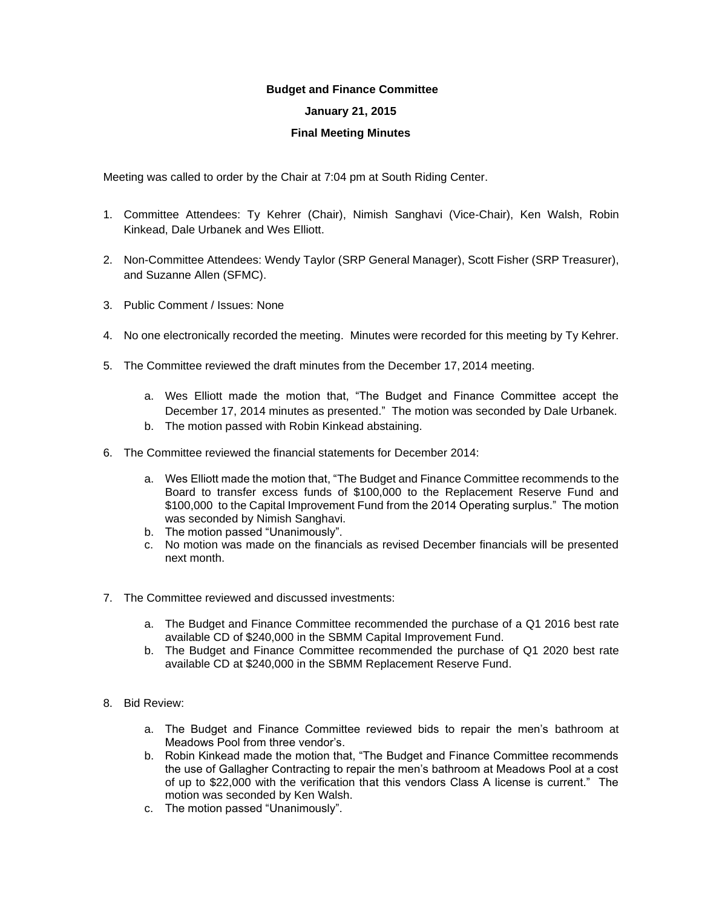**Budget and Finance Committee**

**January 21, 2015**

**Final Meeting Minutes**

Meeting was called to order by the Chair at 7:04 pm at South Riding Center.

1. Committee Attendees: Ty Kehrer (Chair), Nimish Sanghavi (Vice-Chair), Ken Walsh, Robin Kinkead, Dale Urbanek and Wes Elliott.
2. Non-Committee Attendees: Wendy Taylor (SRP General Manager), Scott Fisher (SRP Treasurer), and Suzanne Allen (SFMC).
3. Public Comment / Issues: None
4. No one electronically recorded the meeting. Minutes were recorded for this meeting by Ty Kehrer.
5. The Committee reviewed the draft minutes from the December 17, 2014 meeting.
   a. Wes Elliott made the motion that, "The Budget and Finance Committee accept the December 17, 2014 minutes as presented." The motion was seconded by Dale Urbanek.
   b. The motion passed with Robin Kinkead abstaining.
6. The Committee reviewed the financial statements for December 2014:
   a. Wes Elliott made the motion that, "The Budget and Finance Committee recommends to the Board to transfer excess funds of $100,000 to the Replacement Reserve Fund and $100,000 to the Capital Improvement Fund from the 2014 Operating surplus." The motion was seconded by Nimish Sanghavi.
   b. The motion passed "Unanimously".
   c. No motion was made on the financials as revised December financials will be presented next month.
7. The Committee reviewed and discussed investments:
   a. The Budget and Finance Committee recommended the purchase of a Q1 2016 best rate available CD of $240,000 in the SBMM Capital Improvement Fund.
   b. The Budget and Finance Committee recommended the purchase of Q1 2020 best rate available CD at $240,000 in the SBMM Replacement Reserve Fund.
8. Bid Review:
   a. The Budget and Finance Committee reviewed bids to repair the men's bathroom at Meadows Pool from three vendor's.
   b. Robin Kinkead made the motion that, "The Budget and Finance Committee recommends the use of Gallagher Contracting to repair the men's bathroom at Meadows Pool at a cost of up to $22,000 with the verification that this vendors Class A license is current." The motion was seconded by Ken Walsh.
   c. The motion passed "Unanimously".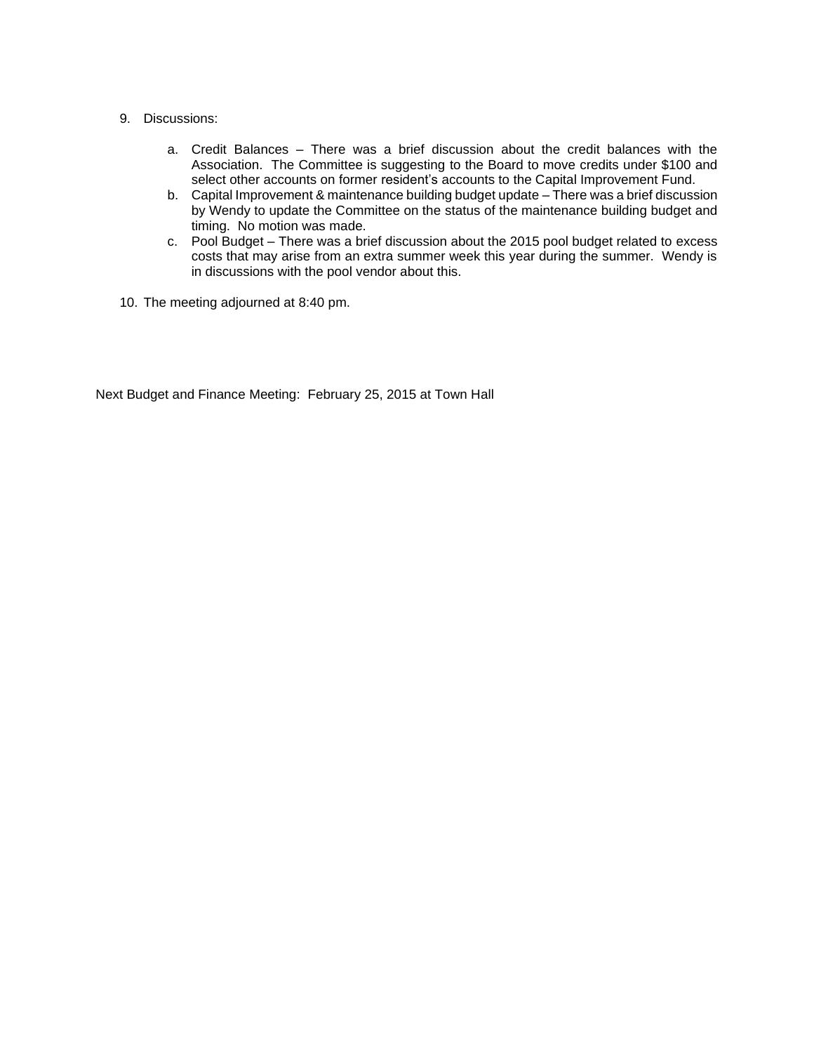9. Discussions:

    a. Credit Balances – There was a brief discussion about the credit balances with the Association. The Committee is suggesting to the Board to move credits under $100 and select other accounts on former resident's accounts to the Capital Improvement Fund.
    b. Capital Improvement & maintenance building budget update – There was a brief discussion by Wendy to update the Committee on the status of the maintenance building budget and timing. No motion was made.
    c. Pool Budget – There was a brief discussion about the 2015 pool budget related to excess costs that may arise from an extra summer week this year during the summer. Wendy is in discussions with the pool vendor about this.

10. The meeting adjourned at 8:40 pm.

Next Budget and Finance Meeting: February 25, 2015 at Town Hall